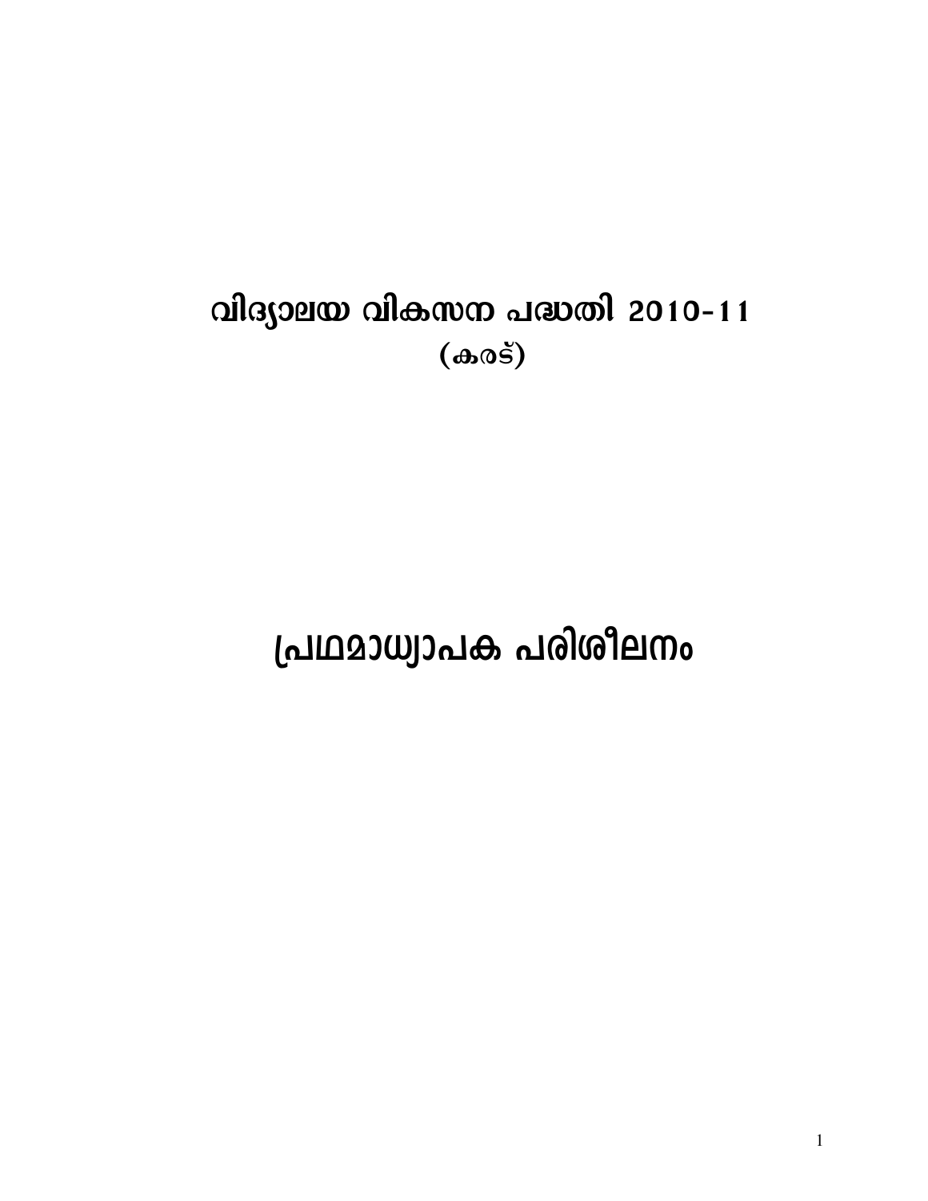# വിദ്യാലയ വികസന പദ്ധതി 2010-11

(കരട്)

# പ്രഥമാധ്യാപക പരിശീലനം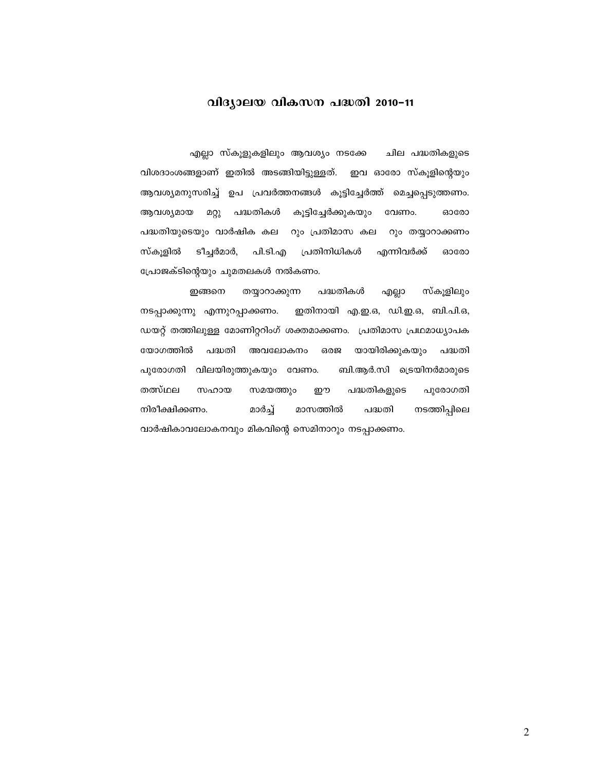# വിദ്യാലയ വികസന പദ്ധതി 2010-11

എല്ലാ സ്കൂളുകളിലും ആവശ്യം നടക്കേ ചില പദ്ധതികളുടെ വിശദാംശങ്ങളാണ് ഇതിൽ അടങ്ങിയിട്ടുള്ളത്. ഇവ ഓരോ സ്കൂളിന്റെയും ആവശ്യമനുസരിച്ച് ഉപ പ്രവർത്തനങ്ങൾ കൂട്ടിച്ചേർത്ത് മെച്ചപ്പെടുത്തണം. ആവശ്യമായ മറ്റു പദ്ധതികൾ കൂട്ടിച്ചേർക്കുകയും വേണം. ഓരോ പദ്ധതിയുടെയും വാർഷിക കല റും പ്രതിമാസ കല റും തയ്യാറാക്കണം സ്കൂളിൽ ടീച്ചർമാർ, പി.ടി.എ പ്രതിനിധികൾ എന്നിവർക്ക് ഓരോ പ്രോജക്ടിന്റെയും ചുമതലകൾ നൽകണം.

ഇങ്ങനെ തയ്യാറാക്കുന്ന പദ്ധതികൾ എല്ലാ സ്കൂളിലും നടപ്പാക്കുന്നു എന്നുറപ്പാക്കണം. ഇതിനായി എ.ഇ.ഒ, ഡി.ഇ.ഒ, ബി.പി.ഒ, ഡയറ്റ് തത്തിലുള്ള മോണിറ്ററിംഗ് ശക്തമാക്കണം. പ്രതിമാസ പ്രഥമാധ്യാപക യോഗത്തിൽ പദ്ധതി അവലോകനം ഒരജ യായിരിക്കുകയും പദ്ധതി പുരോഗതി വിലയിരുത്തുകയും വേണം. ബി.ആർ.സി ട്രെയിനർമാരുടെ തത്സ്ഥല സഹായ സമയത്തും ഈ പദ്ധതികളുടെ പുരോഗതി നിരീക്ഷിക്കണം. മാർച്ച് മാസത്തിൽ പദ്ധതി നടത്തിപ്പിലെ വാർഷികാവലോകനവും മികവിന്റെ സെമിനാറും നടപ്പാക്കണം.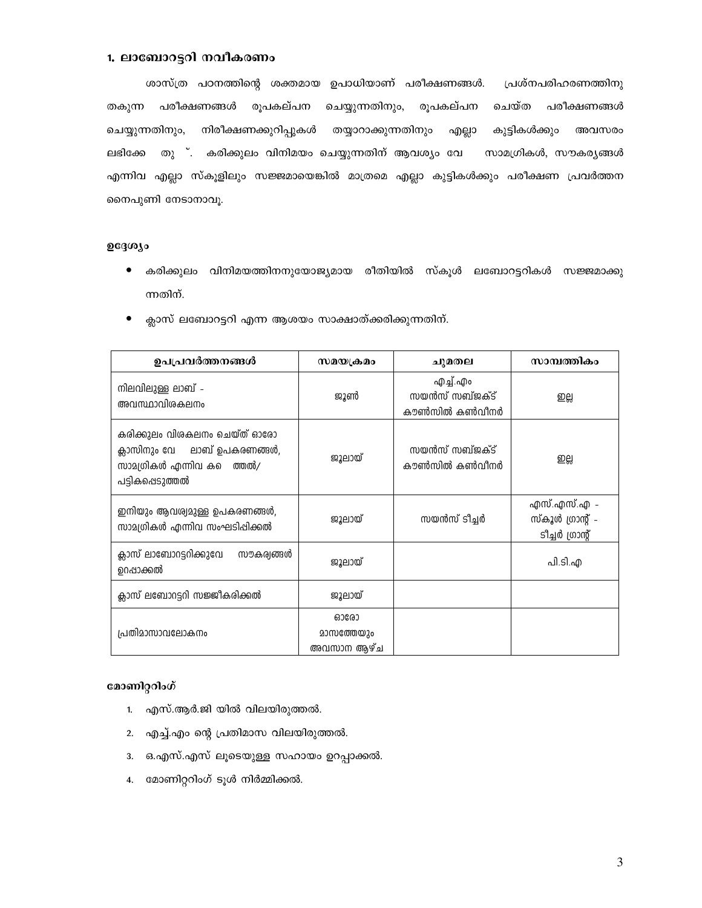## 1. ലാബോറട്ടറി നവീകരണം

ശാസ്ത്ര പഠനത്തിന്റെ ശക്തമായ ഉപാധിയാണ് പരീക്ഷണങ്ങൾ. പ്രശ്നപരിഹരണത്തിനു തകുന്ന പരീക്ഷണങ്ങൾ രൂപകല്പന ചെയ്യുന്നതിനും, രൂപകല്പന ചെയ്ത പരീക്ഷണങ്ങൾ ചെയ്യുന്നതിനും, നിരീക്ഷണക്കുറിപ്പുകൾ തയ്യാറാക്കുന്നതിനും എല്ലാ കുട്ടികൾക്കും അവസരം ലഭിക്കേ തു ്. കരിക്കുലം വിനിമയം ചെയ്യുന്നതിന് ആവശ്യം വേ സാമഗ്രികൾ, സൗകര്യങ്ങൾ എന്നിവ എല്ലാ സ്കൂളിലും സജ്ജമായെങ്കിൽ മാത്രമെ എല്ലാ കുട്ടികൾക്കും പരീക്ഷണ പ്രവർത്തന നൈപുണി നേടാനാവൂ.

### ഉദ്ദേശ്യം

- കരിക്കുലം വിനിമയത്തിനനുയോജ്യമായ രീതിയിൽ സ്കൂൾ ലബോറട്ടറികൾ സജ്ജമാക്കുന്നതിന്.
- ക്ലാസ് ലബോറട്ടറി എന്ന ആശയം സാക്ഷാത്ക്കരിക്കുന്നതിന്.

| ഉപപ്രവർത്തനങ്ങൾ | സമയക്രമം | ചുമതല | സാമ്പത്തികം |
|---|---|---|---|
| നിലവിലുള്ള ലാബ് - അവസ്ഥാവിശകലനം | ജൂൺ | എച്ച്.എം സയൻസ് സബ്ജക്ട് കൗൺസിൽ കൺവീനർ | ഇല്ല |
| കരിക്കുലം വിശകലനം ചെയ്ത് ഓരോ ക്ലാസിനും വേ ലാബ് ഉപകരണങ്ങൾ, സാമഗ്രികൾ എന്നിവ ക ത്തൽ/ പട്ടികപ്പെടുത്തൽ | ജൂലായ് | സയൻസ് സബ്ജക്ട് കൗൺസിൽ കൺവീനർ | ഇല്ല |
| ഇനിയും ആവശ്യമുള്ള ഉപകരണങ്ങൾ, സാമഗ്രികൾ എന്നിവ സംഘടിപ്പിക്കൽ | ജൂലായ് | സയൻസ് ടീച്ചർ | എസ്.എസ്.എ - സ്കൂൾ ഗ്രാന്റ് - ടീച്ചർ ഗ്രാന്റ് |
| ക്ലാസ് ലാബോറട്ടറിക്കുവേ സൗകര്യങ്ങൾ ഉറപ്പാക്കൽ | ജൂലായ് | | പി.ടി.എ |
| ക്ലാസ് ലബോറട്ടറി സജ്ജീകരിക്കൽ | ജൂലായ് | | |
| പ്രതിമാസാവലോകനം | ഓരോ മാസത്തേയും അവസാന ആഴ്ച | | |

### മോണിറ്ററിംഗ്

1. എസ്.ആർ.ജി യിൽ വിലയിരുത്തൽ.
2. എച്ച്.എം ന്റെ പ്രതിമാസ വിലയിരുത്തൽ.
3. ഒ.എസ്.എസ് ലൂടെയുള്ള സഹായം ഉറപ്പാക്കൽ.
4. മോണിറ്ററിംഗ് ടൂൾ നിർമ്മിക്കൽ.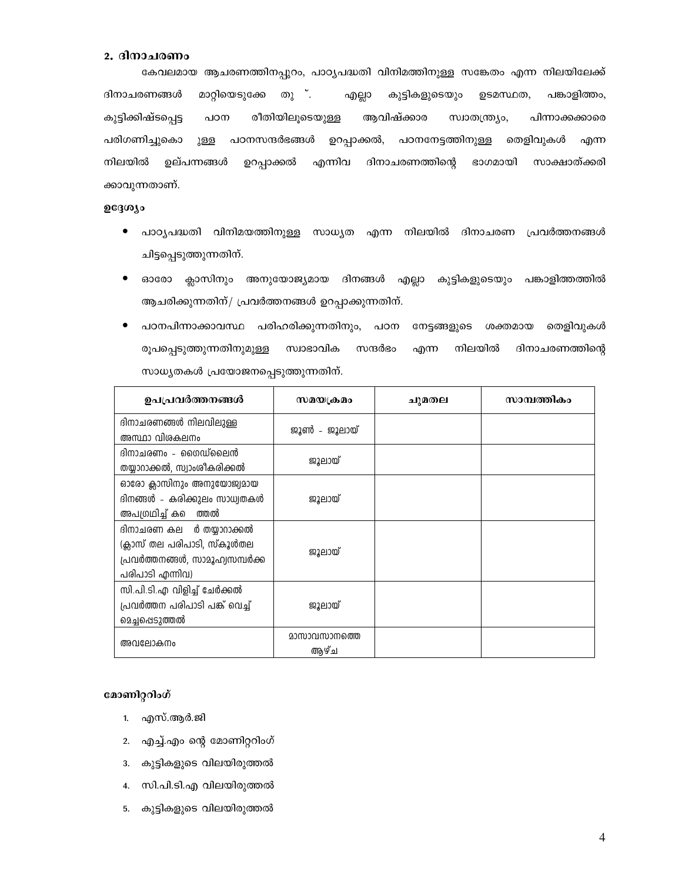## 2. ദിനാചരണം

കേവലമായ ആചരണത്തിനപ്പുറം, പാഠ്യപദ്ധതി വിനിമത്തിനുള്ള സങ്കേതം എന്ന നിലയിലേക്ക് ദിനാചരണങ്ങൾ മാറ്റിയെടുക്കേ തു ്. എല്ലാ കുട്ടികളുടെയും ഉടമസ്ഥത, പങ്കാളിത്തം, കുട്ടിക്കിഷ്ടപ്പെട്ട പഠന രീതിയിലൂടെയുള്ള ആവിഷ്ക്കാര സ്വാതന്ത്ര്യം, പിന്നാക്കക്കാരെ പരിഗണിച്ചുകൊ ുള്ള പഠനസന്ദർഭങ്ങൾ ഉറപ്പാക്കൽ, പഠനനേട്ടത്തിനുള്ള തെളിവുകൾ എന്ന നിലയിൽ ഉല്പന്നങ്ങൾ ഉറപ്പാക്കൽ എന്നിവ ദിനാചരണത്തിന്റെ ഭാഗമായി സാക്ഷാത്ക്കരിക്കാവുന്നതാണ്.

**ഉദ്ദേശ്യം**

- പാഠ്യപദ്ധതി വിനിമയത്തിനുള്ള സാധ്യത എന്ന നിലയിൽ ദിനാചരണ പ്രവർത്തനങ്ങൾ ചിട്ടപ്പെടുത്തുന്നതിന്.
- ഓരോ ക്ലാസിനും അനുയോജ്യമായ ദിനങ്ങൾ എല്ലാ കുട്ടികളുടെയും പങ്കാളിത്തത്തിൽ ആചരിക്കുന്നതിന്/ പ്രവർത്തനങ്ങൾ ഉറപ്പാക്കുന്നതിന്.
- പഠനപിന്നാക്കാവസ്ഥ പരിഹരിക്കുന്നതിനും, പഠന നേട്ടങ്ങളുടെ ശക്തമായ തെളിവുകൾ രൂപപ്പെടുത്തുന്നതിനുമുള്ള സ്വാഭാവിക സന്ദർഭം എന്ന നിലയിൽ ദിനാചരണത്തിന്റെ സാധ്യതകൾ പ്രയോജനപ്പെടുത്തുന്നതിന്.

| ഉപപ്രവർത്തനങ്ങൾ | സമയക്രമം | ചുമതല | സാമ്പത്തികം |
|---|---|---|---|
| ദിനാചരണങ്ങൾ നിലവിലുള്ള അസ്ഥാ വിശകലനം | ജൂൺ - ജൂലായ് | | |
| ദിനാചരണം - ഗൈഡ്‌ലൈൻ തയ്യാറാക്കൽ, സ്വാംശീകരിക്കൽ | ജൂലായ് | | |
| ഓരോ ക്ലാസിനും അനുയോജ്യമായ ദിനങ്ങൾ - കരിക്കുലം സാധ്യതകൾ അപഗ്രഥിച്ച് ക ത്തൽ | ജൂലായ് | | |
| ദിനാചരണ കല ർ തയ്യാറാക്കൽ (ക്ലാസ് തല പരിപാടി, സ്കൂൾതല പ്രവർത്തനങ്ങൾ, സാമൂഹ്യസമ്പർക്ക പരിപാടി എന്നിവ) | ജൂലായ് | | |
| സി.പി.ടി.എ വിളിച്ച് ചേർക്കൽ പ്രവർത്തന പരിപാടി പങ്ക് വെച്ച് മെച്ചപ്പെടുത്തൽ | ജൂലായ് | | |
| അവലോകനം | മാസാവസാനത്തെ ആഴ്ച | | |

**മോണിറ്ററിംഗ്**

1. എസ്.ആർ.ജി
2. എച്ച്.എം ന്റെ മോണിറ്ററിംഗ്
3. കുട്ടികളുടെ വിലയിരുത്തൽ
4. സി.പി.ടി.എ വിലയിരുത്തൽ
5. കുട്ടികളുടെ വിലയിരുത്തൽ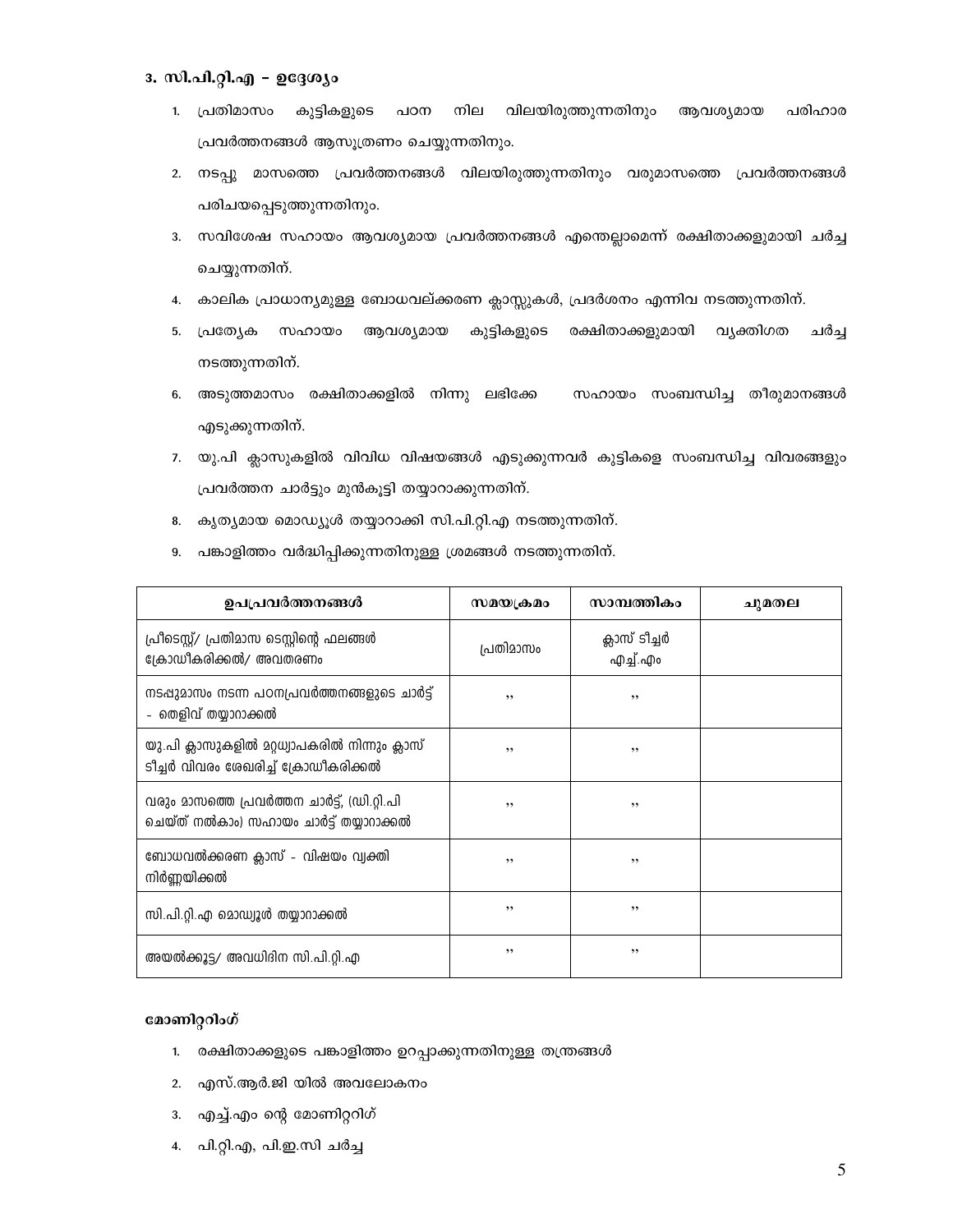### 3. സി.പി.റ്റി.എ – ഉദ്ദേശ്യം

1. പ്രതിമാസം കുട്ടികളുടെ പഠന നില വിലയിരുത്തുന്നതിനും ആവശ്യമായ പരിഹാര പ്രവർത്തനങ്ങൾ ആസൂത്രണം ചെയ്യുന്നതിനും.
2. നടപ്പു മാസത്തെ പ്രവർത്തനങ്ങൾ വിലയിരുത്തുന്നതിനും വരുമാസത്തെ പ്രവർത്തനങ്ങൾ പരിചയപ്പെടുത്തുന്നതിനും.
3. സവിശേഷ സഹായം ആവശ്യമായ പ്രവർത്തനങ്ങൾ എന്തെല്ലാമെന്ന് രക്ഷിതാക്കളുമായി ചർച്ച ചെയ്യുന്നതിന്.
4. കാലിക പ്രാധാന്യമുള്ള ബോധവല്ക്കരണ ക്ലാസ്സുകൾ, പ്രദർശനം എന്നിവ നടത്തുന്നതിന്.
5. പ്രത്യേക സഹായം ആവശ്യമായ കുട്ടികളുടെ രക്ഷിതാക്കളുമായി വ്യക്തിഗത ചർച്ച നടത്തുന്നതിന്.
6. അടുത്തമാസം രക്ഷിതാക്കളിൽ നിന്നു ലഭിക്കേ സഹായം സംബന്ധിച്ച തീരുമാനങ്ങൾ എടുക്കുന്നതിന്.
7. യു.പി ക്ലാസുകളിൽ വിവിധ വിഷയങ്ങൾ എടുക്കുന്നവർ കുട്ടികളെ സംബന്ധിച്ച വിവരങ്ങളും പ്രവർത്തന ചാർട്ടും മുൻകൂട്ടി തയ്യാറാക്കുന്നതിന്.
8. കൃത്യമായ മൊഡ്യൂൾ തയ്യാറാക്കി സി.പി.റ്റി.എ നടത്തുന്നതിന്.
9. പങ്കാളിത്തം വർദ്ധിപ്പിക്കുന്നതിനുള്ള ശ്രമങ്ങൾ നടത്തുന്നതിന്.

| ഉപപ്രവർത്തനങ്ങൾ | സമയക്രമം | സാമ്പത്തികം | ചുമതല |
|---|---|---|---|
| പ്രീടെസ്റ്റ്/ പ്രതിമാസ ടെസ്റ്റിന്റെ ഫലങ്ങൾ ക്രോഡീകരിക്കൽ/ അവതരണം | പ്രതിമാസം | ക്ലാസ് ടീച്ചർ എച്ച്.എം | |
| നടപ്പുമാസം നടന്ന പഠനപ്രവർത്തനങ്ങളുടെ ചാർട്ട് - തെളിവ് തയ്യാറാക്കൽ | ,, | ,, | |
| യു.പി ക്ലാസുകളിൽ മറ്റധ്യാപകരിൽ നിന്നും ക്ലാസ് ടീച്ചർ വിവരം ശേഖരിച്ച് ക്രോഡീകരിക്കൽ | ,, | ,, | |
| വരും മാസത്തെ പ്രവർത്തന ചാർട്ട്, (ഡി.റ്റി.പി ചെയ്ത് നൽകാം) സഹായം ചാർട്ട് തയ്യാറാക്കൽ | ,, | ,, | |
| ബോധവൽക്കരണ ക്ലാസ് - വിഷയം വ്യക്തി നിർണ്ണയിക്കൽ | ,, | ,, | |
| സി.പി.റ്റി.എ മൊഡ്യൂൾ തയ്യാറാക്കൽ | ,, | ,, | |
| അയൽക്കൂട്ട/ അവധിദിന സി.പി.റ്റി.എ | ,, | ,, | |

### മോണിറ്ററിംഗ്

1. രക്ഷിതാക്കളുടെ പങ്കാളിത്തം ഉറപ്പാക്കുന്നതിനുള്ള തന്ത്രങ്ങൾ
2. എസ്.ആർ.ജി യിൽ അവലോകനം
3. എച്ച്.എം ന്റെ മോണിറ്ററിഗ്
4. പി.റ്റി.എ, പി.ഇ.സി ചർച്ച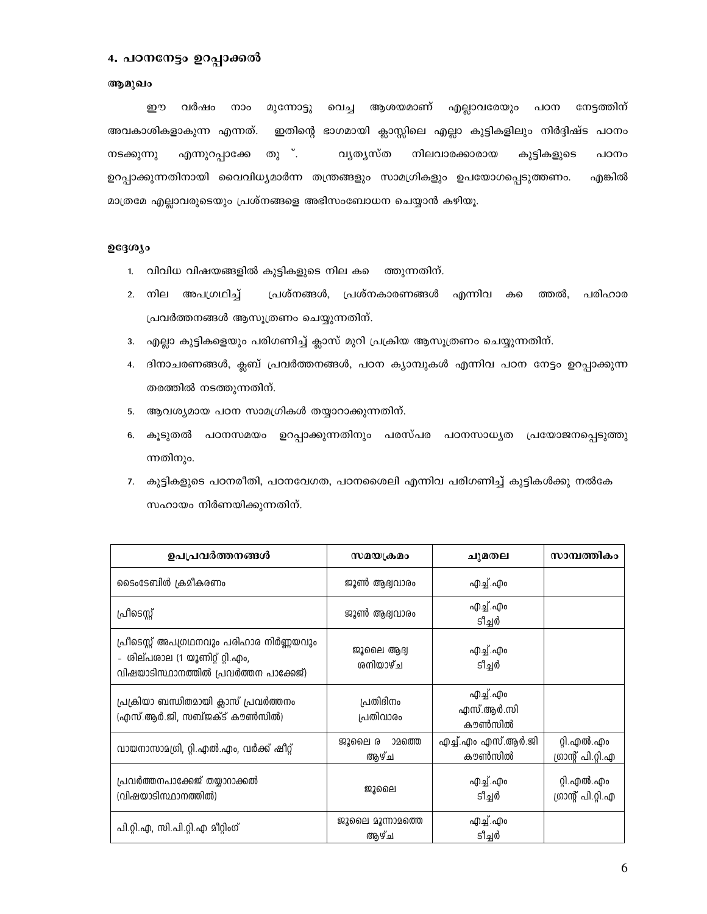## 4. പഠനനേട്ടം ഉറപ്പാക്കൽ

**ആമുഖം**

ഈ വർഷം നാം മുന്നോട്ടു വെച്ച ആശയമാണ് എല്ലാവരേയും പഠന നേട്ടത്തിന് അവകാശികളാകുന്ന എന്നത്. ഇതിന്റെ ഭാഗമായി ക്ലാസ്സിലെ എല്ലാ കുട്ടികളിലും നിർദ്ദിഷ്ട പഠനം നടക്കുന്നു എന്നുറപ്പാക്കേ തു ്. വ്യത്യസ്ത നിലവാരക്കാരായ കുട്ടികളുടെ പഠനം ഉറപ്പാക്കുന്നതിനായി വൈവിധ്യമാർന്ന തന്ത്രങ്ങളും സാമഗ്രികളും ഉപയോഗപ്പെടുത്തണം. എങ്കിൽ മാത്രമേ എല്ലാവരുടെയും പ്രശ്നങ്ങളെ അഭിസംബോധന ചെയ്യാൻ കഴിയൂ.

**ഉദ്ദേശ്യം**

1. വിവിധ വിഷയങ്ങളിൽ കുട്ടികളുടെ നില കെ ത്തുന്നതിന്.
2. നില അപഗ്രഥിച്ച് പ്രശ്നങ്ങൾ, പ്രശ്നകാരണങ്ങൾ എന്നിവ കെ ത്തൽ, പരിഹാര പ്രവർത്തനങ്ങൾ ആസൂത്രണം ചെയ്യുന്നതിന്.
3. എല്ലാ കുട്ടികളെയും പരിഗണിച്ച് ക്ലാസ് മുറി പ്രക്രിയ ആസൂത്രണം ചെയ്യുന്നതിന്.
4. ദിനാചരണങ്ങൾ, ക്ലബ് പ്രവർത്തനങ്ങൾ, പഠന ക്യാമ്പുകൾ എന്നിവ പഠന നേട്ടം ഉറപ്പാക്കുന്ന തരത്തിൽ നടത്തുന്നതിന്.
5. ആവശ്യമായ പഠന സാമഗ്രികൾ തയ്യാറാക്കുന്നതിന്.
6. കൂടുതൽ പഠനസമയം ഉറപ്പാക്കുന്നതിനും പരസ്പര പഠനസാധ്യത പ്രയോജനപ്പെടുത്തുന്നതിനും.
7. കുട്ടികളുടെ പഠനരീതി, പഠനവേഗത, പഠനശൈലി എന്നിവ പരിഗണിച്ച് കുട്ടികൾക്കു നൽകേ സഹായം നിർണയിക്കുന്നതിന്.

| ഉപപ്രവർത്തനങ്ങൾ | സമയക്രമം | ചുമതല | സാമ്പത്തികം |
|---|---|---|---|
| ടൈംടേബിൾ ക്രമീകരണം | ജൂൺ ആദ്യവാരം | എച്ച്.എം | |
| പ്രീടെസ്റ്റ് | ജൂൺ ആദ്യവാരം | എച്ച്.എം ടീച്ചർ | |
| പ്രീടെസ്റ്റ് അപഗ്രഥനവും പരിഹാര നിർണ്ണയവും - ശില്പശാല (1 യൂണിറ്റ് റ്റി.എം, വിഷയാടിസ്ഥാനത്തിൽ പ്രവർത്തന പാക്കേജ്) | ജൂലൈ ആദ്യ ശനിയാഴ്ച | എച്ച്.എം ടീച്ചർ | |
| പ്രക്രിയാ ബന്ധിതമായി ക്ലാസ് പ്രവർത്തനം (എസ്.ആർ.ജി, സബ്ജക്ട് കൗൺസിൽ) | പ്രതിദിനം പ്രതിവാരം | എച്ച്.എം എസ്.ആർ.സി കൗൺസിൽ | |
| വായനാസാമഗ്രി, റ്റി.എൽ.എം, വർക്ക് ഷീറ്റ് | ജൂലൈ ര ാമത്തെ ആഴ്ച | എച്ച്.എം എസ്.ആർ.ജി കൗൺസിൽ | റ്റി.എൽ.എം ഗ്രാന്റ് പി.റ്റി.എ |
| പ്രവർത്തനപാക്കേജ് തയ്യാറാക്കൽ (വിഷയാടിസ്ഥാനത്തിൽ) | ജൂലൈ | എച്ച്.എം ടീച്ചർ | റ്റി.എൽ.എം ഗ്രാന്റ് പി.റ്റി.എ |
| പി.റ്റി.എ, സി.പി.റ്റി.എ മീറ്റിംഗ് | ജൂലൈ മൂന്നാമത്തെ ആഴ്ച | എച്ച്.എം ടീച്ചർ | |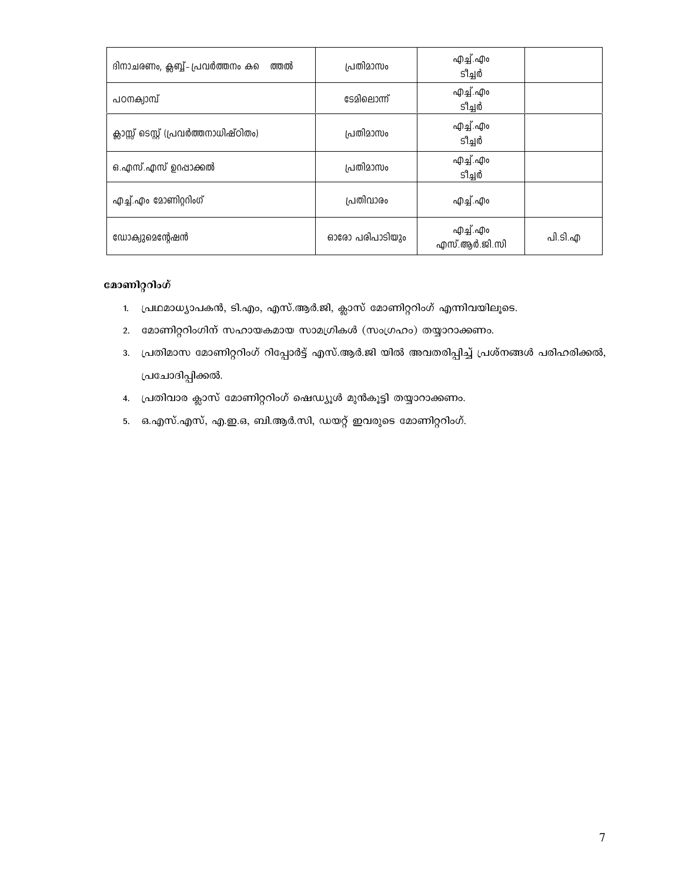| ദിനാചരണം, ക്ലബ്ബ് - പ്രവർത്തനം ക ത്തൽ | പ്രതിമാസം | എച്ച്.എം ടീച്ചർ | |
|---|---|---|---|
| പഠനക്യാമ്പ് | ടേമിലൊന്ന് | എച്ച്.എം ടീച്ചർ | |
| ക്ലാസ്സ് ടെസ്റ്റ് (പ്രവർത്തനാധിഷ്ഠിതം) | പ്രതിമാസം | എച്ച്.എം ടീച്ചർ | |
| ഒ.എസ്.എസ് ഉറപ്പാക്കൽ | പ്രതിമാസം | എച്ച്.എം ടീച്ചർ | |
| എച്ച്.എം മോണിറ്ററിംഗ് | പ്രതിവാരം | എച്ച്.എം | |
| ഡോക്യുമെന്റേഷൻ | ഓരോ പരിപാടിയും | എച്ച്.എം എസ്.ആർ.ജി.സി | പി.ടി.എ |

**മോണിറ്ററിംഗ്**

1. പ്രഥമാധ്യാപകൻ, ടി.എം, എസ്.ആർ.ജി, ക്ലാസ് മോണിറ്ററിംഗ് എന്നിവയിലൂടെ.
2. മോണിറ്ററിംഗിന് സഹായകമായ സാമഗ്രികൾ (സംഗ്രഹം) തയ്യാറാക്കണം.
3. പ്രതിമാസ മോണിറ്ററിംഗ് റിപ്പോർട്ട് എസ്.ആർ.ജി യിൽ അവതരിപ്പിച്ച് പ്രശ്നങ്ങൾ പരിഹരിക്കൽ, പ്രചോദിപ്പിക്കൽ.
4. പ്രതിവാര ക്ലാസ് മോണിറ്ററിംഗ് ഷെഡ്യൂൾ മുൻകൂട്ടി തയ്യാറാക്കണം.
5. ഒ.എസ്.എസ്, എ.ഇ.ഒ, ബി.ആർ.സി, ഡയറ്റ് ഇവരുടെ മോണിറ്ററിംഗ്.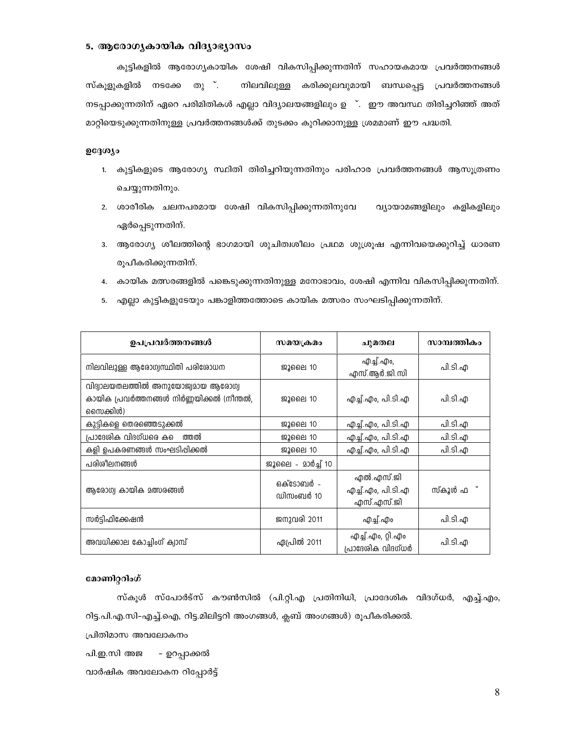## 5. ആരോഗ്യകായിക വിദ്യാഭ്യാസം

കുട്ടികളിൽ ആരോഗ്യകായിക ശേഷി വികസിപ്പിക്കുന്നതിന് സഹായകമായ പ്രവർത്തനങ്ങൾ സ്കൂളുകളിൽ നടക്കേ തു ്. നിലവിലുള്ള കരിക്കുലവുമായി ബന്ധപ്പെട്ട പ്രവർത്തനങ്ങൾ നടപ്പാക്കുന്നതിന് ഏറെ പരിമിതികൾ എല്ലാ വിദ്യാലയങ്ങളിലും ഉ ്. ഈ അവസ്ഥ തിരിച്ചറിഞ്ഞ് അത് മാറ്റിയെടുക്കുന്നതിനുള്ള പ്രവർത്തനങ്ങൾക്ക് തുടക്കം കുറിക്കാനുള്ള ശ്രമമാണ് ഈ പദ്ധതി.

### ഉദ്ദേശ്യം

1. കുട്ടികളുടെ ആരോഗ്യ സ്ഥിതി തിരിച്ചറിയുന്നതിനും പരിഹാര പ്രവർത്തനങ്ങൾ ആസൂത്രണം ചെയ്യുന്നതിനും.
2. ശാരീരിക ചലനപരമായ ശേഷി വികസിപ്പിക്കുന്നതിനുവേ വ്യായാമങ്ങളിലും കളികളിലും ഏർപ്പെടുന്നതിന്.
3. ആരോഗ്യ ശീലത്തിന്റെ ഭാഗമായി ശുചിത്വശീലം പ്രഥമ ശുശ്രൂഷ എന്നിവയെക്കുറിച്ച് ധാരണ രൂപീകരിക്കുന്നതിന്.
4. കായിക മത്സരങ്ങളിൽ പങ്കെടുക്കുന്നതിനുള്ള മനോഭാവം, ശേഷി എന്നിവ വികസിപ്പിക്കുന്നതിന്.
5. എല്ലാ കുട്ടികളുടേയും പങ്കാളിത്തത്തോടെ കായിക മത്സരം സംഘടിപ്പിക്കുന്നതിന്.

| ഉപപ്രവർത്തനങ്ങൾ | സമയക്രമം | ചുമതല | സാമ്പത്തികം |
|---|---|---|---|
| നിലവിലുള്ള ആരോഗ്യസ്ഥിതി പരിശോധന | ജൂലൈ 10 | എച്ച്.എം, എസ്.ആർ.ജി.സി | പി.ടി.എ |
| വിദ്യാലയതലത്തിൽ അനുയോജ്യമായ ആരോഗ്യ കായിക പ്രവർത്തനങ്ങൾ നിർണ്ണയിക്കൽ (നീന്തൽ, സൈക്കിൾ) | ജൂലൈ 10 | എച്ച്.എം, പി.ടി.എ | പി.ടി.എ |
| കുട്ടികളെ തെരഞ്ഞെടുക്കൽ | ജൂലൈ 10 | എച്ച്.എം, പി.ടി.എ | പി.ടി.എ |
| പ്രാദേശിക വിദഗ്ധരെ കെ ത്തൽ | ജൂലൈ 10 | എച്ച്.എം, പി.ടി.എ | പി.ടി.എ |
| കളി ഉപകരണങ്ങൾ സംഘടിപ്പിക്കൽ | ജൂലൈ 10 | എച്ച്.എം, പി.ടി.എ | പി.ടി.എ |
| പരിശീലനങ്ങൾ | ജൂലൈ - മാർച്ച് 10 | | |
| ആരോഗ്യ കായിക മത്സരങ്ങൾ | ഒക്ടോബർ - ഡിസംബർ 10 | എൽ.എസ്.ജി എച്ച്.എം, പി.ടി.എ എസ്.എസ്.ജി | സ്കൂൾ ഫ ് |
| സർട്ടിഫിക്കേഷൻ | ജനുവരി 2011 | എച്ച്.എം | പി.ടി.എ |
| അവധിക്കാല കോച്ചിംഗ് ക്യാമ്പ് | ഏപ്രിൽ 2011 | എച്ച്.എം, റ്റി.എം പ്രാദേശിക വിദഗ്ധർ | പി.ടി.എ |

### മോണിറ്ററിംഗ്

സ്കൂൾ സ്പോർട്സ് കൗൺസിൽ (പി.റ്റി.എ പ്രതിനിധി, പ്രാദേശിക വിദഗ്ധർ, എച്ച്.എം, റിട്ട.പി.എ.സി-എച്ച്.ഐ, റിട്ട.മിലിട്ടറി അംഗങ്ങൾ, ക്ലബ് അംഗങ്ങൾ) രൂപീകരിക്കൽ.

പ്രതിമാസ അവലോകനം

പി.ഇ.സി അജ - ഉറപ്പാക്കൽ

വാർഷിക അവലോകന റിപ്പോർട്ട്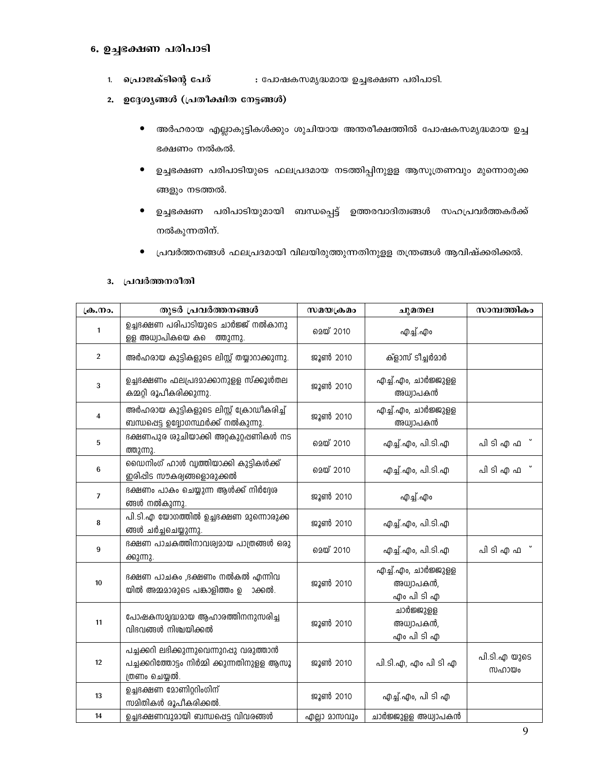## 6. ഉച്ചഭക്ഷണ പരിപാടി

1. **പ്രൊജക്ടിന്റെ പേര്** : പോഷകസമൃദ്ധമായ ഉച്ചഭക്ഷണ പരിപാടി.
2. **ഉദ്ദേശ്യങ്ങൾ (പ്രതീക്ഷിത നേട്ടങ്ങൾ)**

- അർഹരായ എല്ലാകുട്ടികൾക്കും ശുചിയായ അന്തരീക്ഷത്തിൽ പോഷകസമൃദ്ധമായ ഉച്ച ഭക്ഷണം നൽകൽ.
- ഉച്ചഭക്ഷണ പരിപാടിയുടെ ഫലപ്രദമായ നടത്തിപ്പിനുള്ള ആസൂത്രണവും മുന്നൊരുക്കങ്ങളും നടത്തൽ.
- ഉച്ചഭക്ഷണ പരിപാടിയുമായി ബന്ധപ്പെട്ട് ഉത്തരവാദിത്വങ്ങൾ സഹപ്രവർത്തകർക്ക് നൽകുന്നതിന്.
- പ്രവർത്തനങ്ങൾ ഫലപ്രദമായി വിലയിരുത്തുന്നതിനുള്ള തന്ത്രങ്ങൾ ആവിഷ്ക്കരിക്കൽ.

3. പ്രവർത്തനരീതി

| ക്ര.നം. | തുടർ പ്രവർത്തനങ്ങൾ | സമയക്രമം | ചുമതല | സാമ്പത്തികം |
|---|---|---|---|---|
| 1 | ഉച്ചഭക്ഷണ പരിപാടിയുടെ ചാർജ്ജ് നൽകാനുള്ള അധ്യാപികയെ ക ത്തുന്നു. | മെയ് 2010 | എച്ച്.എം | |
| 2 | അർഹരായ കുട്ടികളുടെ ലിസ്റ്റ് തയ്യാറാക്കുന്നു. | ജൂൺ 2010 | ക്ളാസ് ടീച്ചർമാർ | |
| 3 | ഉച്ചഭക്ഷണം ഫലപ്രദമാക്കാനുള്ള സ്കൂൾതല കമ്മറ്റി രൂപീകരിക്കുന്നു. | ജൂൺ 2010 | എച്ച്.എം, ചാർജ്ജുള്ള അധ്യാപകൻ | |
| 4 | അർഹരായ കുട്ടികളുടെ ലിസ്റ്റ് ക്രോഡീകരിച്ച് ബന്ധപ്പെട്ട ഉദ്യോഗസ്ഥർക്ക് നൽകുന്നു. | ജൂൺ 2010 | എച്ച്.എം, ചാർജ്ജുള്ള അധ്യാപകൻ | |
| 5 | ഭക്ഷണപുര ശുചിയാക്കി അറ്റകുറ്റപ്പണികൾ നടത്തുന്നു. | മെയ് 2010 | എച്ച്.എം, പി.ടി.എ | പി ടി എ ഫ ് |
| 6 | ഡൈനിംഗ് ഹാൾ വൃത്തിയാക്കി കുട്ടികൾക്ക് ഇരിപ്പിട സൗകര്യങ്ങളൊരുക്കൽ | മെയ് 2010 | എച്ച്.എം, പി.ടി.എ | പി ടി എ ഫ ് |
| 7 | ഭക്ഷണം പാകം ചെയ്യുന്ന ആൾക്ക് നിർദ്ദേശങ്ങൾ നൽകുന്നു. | ജൂൺ 2010 | എച്ച്.എം | |
| 8 | പി.ടി.എ യോഗത്തിൽ ഉച്ചഭക്ഷണ മുന്നൊരുക്കങ്ങൾ ചർച്ചചെയ്യുന്നു. | ജൂൺ 2010 | എച്ച്.എം, പി.ടി.എ | |
| 9 | ഭക്ഷണ പാചകത്തിനാവശ്യമായ പാത്രങ്ങൾ ഒരുക്കുന്നു. | മെയ് 2010 | എച്ച്.എം, പി.ടി.എ | പി ടി എ ഫ ് |
| 10 | ഭക്ഷണ പാചകം ,ഭക്ഷണം നൽകൽ എന്നിവയിൽ അമ്മമാരുടെ പങ്കാളിത്തം ഉ ാക്കൽ. | ജൂൺ 2010 | എച്ച്.എം, ചാർജ്ജുള്ള അധ്യാപകൻ, എം പി ടി എ | |
| 11 | പോഷകസമൃദ്ധമായ ആഹാരത്തിനനുസരിച്ച വിഭവങ്ങൾ നിശ്ചയിക്കൽ | ജൂൺ 2010 | ചാർജ്ജുള്ള അധ്യാപകൻ, എം പി ടി എ | |
| 12 | പച്ചക്കറി ലഭിക്കുന്നുവെന്നുറപ്പു വരുത്താൻ പച്ചക്കറിത്തോട്ടം നിർമ്മി ക്കുന്നതിനുള്ള ആസൂത്രണം ചെയ്യൽ. | ജൂൺ 2010 | പി.ടി.എ, എം പി ടി എ | പി.ടി.എ യുടെ സഹായം |
| 13 | ഉച്ചഭക്ഷണ മോണിറ്ററിംഗിന് സമിതികൾ രൂപീകരിക്കൽ. | ജൂൺ 2010 | എച്ച്.എം, പി ടി എ | |
| 14 | ഉച്ചഭക്ഷണവുമായി ബന്ധപ്പെട്ട വിവരങ്ങൾ | എല്ലാ മാസവും | ചാർജ്ജുള്ള അധ്യാപകൻ | |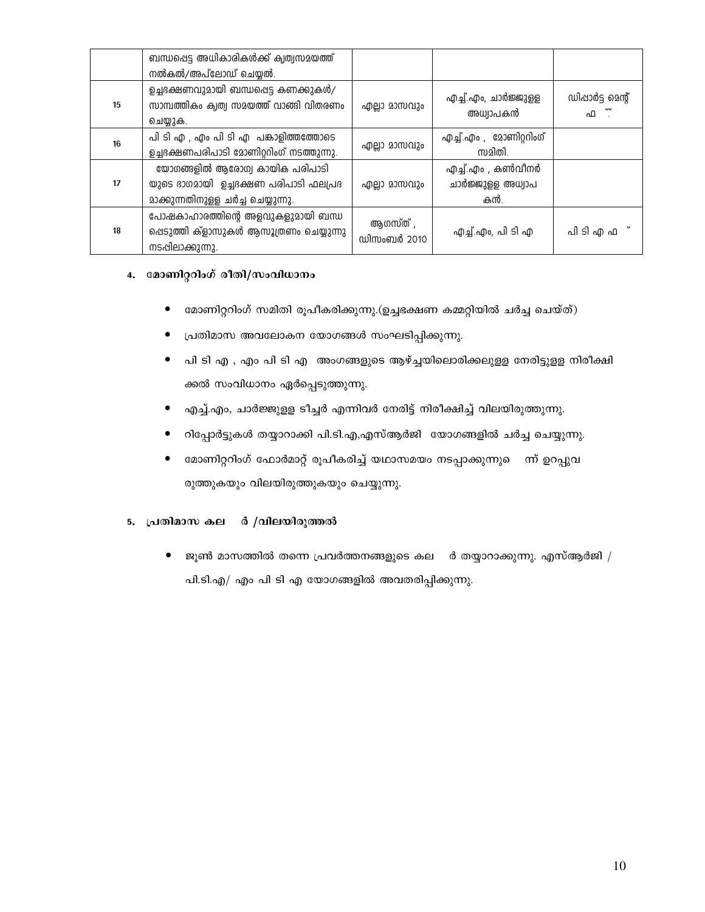| | ബന്ധപ്പെട്ട അധികാരികൾക്ക് കൃത്യസമയത്ത് നൽകൽ/അപ്‌ലോഡ് ചെയ്യൽ. | | | |
|---|---|---|---|---|
| 15 | ഉച്ചഭക്ഷണവുമായി ബന്ധപ്പെട്ട കണക്കുകൾ/ സാമ്പത്തികം കൃത്യ സമയത്ത് വാങ്ങി വിതരണം ചെയ്യുക. | എല്ലാ മാസവും | എച്ച്.എം, ചാർജ്ജുള്ള അധ്യാപകൻ | ഡിപ്പാർട്ട് മെന്റ് ഫ ˝ |
| 16 | പി ടി എ , എം പി ടി എ പങ്കാളിത്തത്തോടെ ഉച്ചഭക്ഷണപരിപാടി മോണിറ്ററിംഗ് നടത്തുന്നു. | എല്ലാ മാസവും | എച്ച്.എം , മോണിറ്ററിംഗ് സമിതി. | |
| 17 | യോഗങ്ങളിൽ ആരോഗ്യ കായിക പരിപാടി യുടെ ഭാഗമായി ഉച്ചഭക്ഷണ പരിപാടി ഫലപ്രദ മാക്കുന്നതിനുള്ള ചർച്ച ചെയ്യുന്നു. | എല്ലാ മാസവും | എച്ച്.എം , കൺവീനർ ചാർജ്ജുള്ള അധ്യാപ കൻ. | |
| 18 | പോഷകാഹാരത്തിന്റെ അളവുകളുമായി ബന്ധ പ്പെടുത്തി ക്ളാസുകൾ ആസൂത്രണം ചെയ്യുന്നു നടപ്പിലാക്കുന്നു. | ആഗസ്ത് , ഡിസംബർ 2010 | എച്ച്.എം, പി ടി എ | പി ടി എ ഫ ˘ |

4. **മോണിറ്ററിംഗ് രീതി/സംവിധാനം**

- മോണിറ്ററിംഗ് സമിതി രൂപീകരിക്കുന്നു.(ഉച്ചഭക്ഷണ കമ്മറ്റിയിൽ ചർച്ച ചെയ്ത്)
- പ്രതിമാസ അവലോകന യോഗങ്ങൾ സംഘടിപ്പിക്കുന്നു.
- പി ടി എ , എം പി ടി എ അംഗങ്ങളുടെ ആഴ്ച്ചയിലൊരിക്കലുള്ള നേരിട്ടുള്ള നിരീക്ഷി ക്കൽ സംവിധാനം ഏർപ്പെടുത്തുന്നു.
- എച്ച്.എം, ചാർജ്ജുള്ള ടീച്ചർ എന്നിവർ നേരിട്ട് നിരീക്ഷിച്ച് വിലയിരുത്തുന്നു.
- റിപ്പോർട്ടുകൾ തയ്യാറാക്കി പി.ടി.എ,എസ്ആർജി യോഗങ്ങളിൽ ചർച്ച ചെയ്യുന്നു.
- മോണിറ്ററിംഗ് ഫോർമാറ്റ് രൂപീകരിച്ച് യഥാസമയം നടപ്പാക്കുന്നു ന്ന് ഉറപ്പുവ രുത്തുകയും വിലയിരുത്തുകയും ചെയ്യുന്നു.

5. **പ്രതിമാസ കല ർ /വിലയിരുത്തൽ**

- ജൂൺ മാസത്തിൽ തന്നെ പ്രവർത്തനങ്ങളുടെ കല ർ തയ്യാറാക്കുന്നു. എസ്ആർജി / പി.ടി.എ/ എം പി ടി എ യോഗങ്ങളിൽ അവതരിപ്പിക്കുന്നു.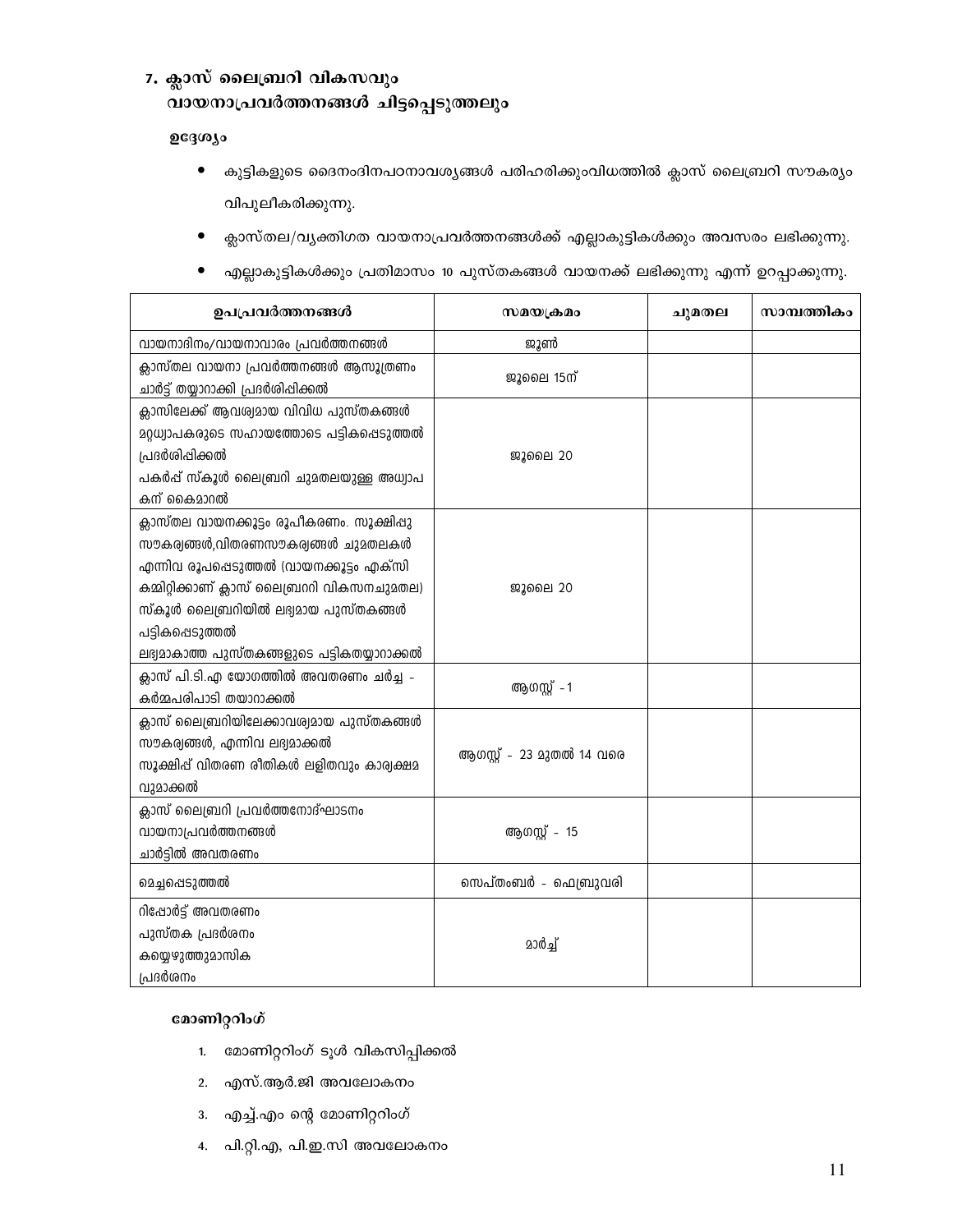## 7. ക്ലാസ് ലൈബ്രറി വികസവും വായനാപ്രവർത്തനങ്ങൾ ചിട്ടപ്പെടുത്തലും

### ഉദ്ദേശ്യം

- കുട്ടികളുടെ ദൈനംദിനപഠനാവശ്യങ്ങൾ പരിഹരിക്കുംവിധത്തിൽ ക്ലാസ് ലൈബ്രറി സൗകര്യം വിപുലീകരിക്കുന്നു.
- ക്ലാസ്തല/വ്യക്തിഗത വായനാപ്രവർത്തനങ്ങൾക്ക് എല്ലാകുട്ടികൾക്കും അവസരം ലഭിക്കുന്നു.
- എല്ലാകുട്ടികൾക്കും പ്രതിമാസം 10 പുസ്തകങ്ങൾ വായനക്ക് ലഭിക്കുന്നു എന്ന് ഉറപ്പാക്കുന്നു.

| ഉപപ്രവർത്തനങ്ങൾ | സമയക്രമം | ചുമതല | സാമ്പത്തികം |
|---|---|---|---|
| വായനാദിനം/വായനാവാരം പ്രവർത്തനങ്ങൾ | ജൂൺ | | |
| ക്ലാസ്തല വായനാ പ്രവർത്തനങ്ങൾ ആസൂത്രണം ചാർട്ട് തയ്യാറാക്കി പ്രദർശിപ്പിക്കൽ | ജൂലൈ 15ന് | | |
| ക്ലാസിലേക്ക് ആവശ്യമായ വിവിധ പുസ്തകങ്ങൾ മറ്റധ്യാപകരുടെ സഹായത്തോടെ പട്ടികപ്പെടുത്തൽ പ്രദർശിപ്പിക്കൽ<br>പകർപ്പ് സ്കൂൾ ലൈബ്രറി ചുമതലയുള്ള അധ്യാപകന് കൈമാറൽ | ജൂലൈ 20 | | |
| ക്ലാസ്തല വായനക്കൂട്ടം രൂപീകരണം. സൂക്ഷിപ്പു സൗകര്യങ്ങൾ,വിതരണസൗകര്യങ്ങൾ ചുമതലകൾ എന്നിവ രൂപപ്പെടുത്തൽ (വായനക്കൂട്ടം എക്സി കമ്മിറ്റിക്കാണ് ക്ലാസ് ലൈബ്രററി വികസനചുമതല)<br>സ്കൂൾ ലൈബ്രറിയിൽ ലഭ്യമായ പുസ്തകങ്ങൾ പട്ടികപ്പെടുത്തൽ<br>ലഭ്യമാകാത്ത പുസ്തകങ്ങളുടെ പട്ടികതയ്യാറാക്കൽ | ജൂലൈ 20 | | |
| ക്ലാസ് പി.ടി.എ യോഗത്തിൽ അവതരണം ചർച്ച - കർമ്മപരിപാടി തയാറാക്കൽ | ആഗസ്റ്റ് - 1 | | |
| ക്ലാസ് ലൈബ്രറിയിലേക്കാവശ്യമായ പുസ്തകങ്ങൾ സൗകര്യങ്ങൾ, എന്നിവ ലഭ്യമാക്കൽ<br>സൂക്ഷിപ്പ് വിതരണ രീതികൾ ലളിതവും കാര്യക്ഷമവുമാക്കൽ | ആഗസ്റ്റ് - 23 മുതൽ 14 വരെ | | |
| ക്ലാസ് ലൈബ്രറി പ്രവർത്തനോദ്ഘാടനം<br>വായനാപ്രവർത്തനങ്ങൾ<br>ചാർട്ടിൽ അവതരണം | ആഗസ്റ്റ് - 15 | | |
| മെച്ചപ്പെടുത്തൽ | സെപ്തംബർ - ഫെബ്രുവരി | | |
| റിപ്പോർട്ട് അവതരണം<br>പുസ്തക പ്രദർശനം<br>കയ്യെഴുത്തുമാസിക<br>പ്രദർശനം | മാർച്ച് | | |

### മോണിറ്ററിംഗ്

1. മോണിറ്ററിംഗ് ടൂൾ വികസിപ്പിക്കൽ
2. എസ്.ആർ.ജി അവലോകനം
3. എച്ച്.എം ന്റെ മോണിറ്ററിംഗ്
4. പി.റ്റി.എ, പി.ഇ.സി അവലോകനം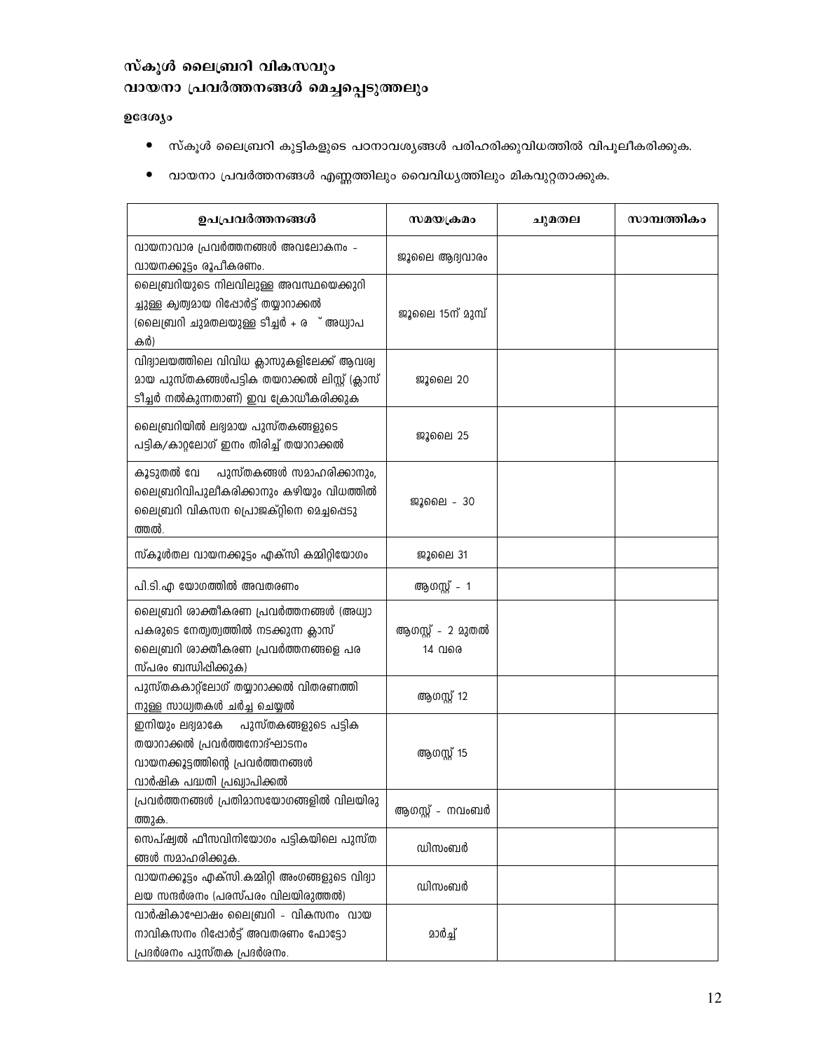## സ്കൂൾ ലൈബ്രറി വികസവും
## വായനാ പ്രവർത്തനങ്ങൾ മെച്ചപ്പെടുത്തലും

**ഉദേശ്യം**

- സ്കൂൾ ലൈബ്രറി കുട്ടികളുടെ പഠനാവശ്യങ്ങൾ പരിഹരിക്കുവിധത്തിൽ വിപുലീകരിക്കുക.
- വായനാ പ്രവർത്തനങ്ങൾ എണ്ണത്തിലും വൈവിധ്യത്തിലും മികവുറ്റതാക്കുക.

| ഉപപ്രവർത്തനങ്ങൾ | സമയക്രമം | ചുമതല | സാമ്പത്തികം |
|---|---|---|---|
| വായനാവാര പ്രവർത്തനങ്ങൾ അവലോകനം - വായനക്കൂട്ടം രൂപീകരണം. | ജൂലൈ ആദ്യവാരം | | |
| ലൈബ്രറിയുടെ നിലവിലുള്ള അവസ്ഥയെക്കുറിച്ചുള്ള കൃത്യമായ റിപ്പോർട്ട് തയ്യാറാക്കൽ (ലൈബ്രറി ചുമതലയുള്ള ടീച്ചർ + ര ് അധ്യാപകർ) | ജൂലൈ 15ന് മുമ്പ് | | |
| വിദ്യാലയത്തിലെ വിവിധ ക്ലാസുകളിലേക്ക് ആവശ്യമായ പുസ്തകങ്ങൾപട്ടിക തയറാക്കൽ ലിസ്റ്റ് (ക്ലാസ് ടീച്ചർ നൽകുന്നതാണ്) ഇവ ക്രോഡീകരിക്കുക | ജൂലൈ 20 | | |
| ലൈബ്രറിയിൽ ലഭ്യമായ പുസ്തകങ്ങളുടെ പട്ടിക/കാറ്റലോഗ് ഇനം തിരിച്ച് തയാറാക്കൽ | ജൂലൈ 25 | | |
| കൂടുതൽ വേ പുസ്തകങ്ങൾ സമാഹരിക്കാനും, ലൈബ്രറിവിപുലീകരിക്കാനും കഴിയും വിധത്തിൽ ലൈബ്രറി വികസന പ്രൊജക്റ്റിനെ മെച്ചപ്പെടുത്തൽ. | ജൂലൈ - 30 | | |
| സ്കൂൾതല വായനക്കൂട്ടം എക്സി കമ്മിറ്റിയോഗം | ജൂലൈ 31 | | |
| പി.ടി.എ യോഗത്തിൽ അവതരണം | ആഗസ്റ്റ് - 1 | | |
| ലൈബ്രറി ശാക്തീകരണ പ്രവർത്തനങ്ങൾ (അധ്യാപകരുടെ നേതൃത്വത്തിൽ നടക്കുന്ന ക്ലാസ് ലൈബ്രറി ശാക്തീകരണ പ്രവർത്തനങ്ങളെ പരസ്പരം ബന്ധിപ്പിക്കുക) | ആഗസ്റ്റ് - 2 മുതൽ 14 വരെ | | |
| പുസ്തകകാറ്റ്ലോഗ് തയ്യാറാക്കൽ വിതരണത്തിനുള്ള സാധ്യതകൾ ചർച്ച ചെയ്യൽ | ആഗസ്റ്റ് 12 | | |
| ഇനിയും ലഭ്യമാകേ പുസ്തകങ്ങളുടെ പട്ടിക തയാറാക്കൽ പ്രവർത്തനോദ്ഘാടനം വായനക്കൂട്ടത്തിന്റെ പ്രവർത്തനങ്ങൾ വാർഷിക പദ്ധതി പ്രഖ്യാപിക്കൽ | ആഗസ്റ്റ് 15 | | |
| പ്രവർത്തനങ്ങൾ പ്രതിമാസയോഗങ്ങളിൽ വിലയിരുത്തുക. | ആഗസ്റ്റ് - നവംബർ | | |
| സെപ്ഷ്യൽ ഫീസവിനിയോഗം പട്ടികയിലെ പുസ്തങ്ങൾ സമാഹരിക്കുക. | ഡിസംബർ | | |
| വായനക്കൂട്ടം എക്സി.കമ്മിറ്റി അംഗങ്ങളുടെ വിദ്യാലയ സന്ദർശനം (പരസ്പരം വിലയിരുത്തൽ) | ഡിസംബർ | | |
| വാർഷികാഘോഷം ലൈബ്രറി - വികസനം വായനാവികസനം റിപ്പോർട്ട് അവതരണം ഫോട്ടോ പ്രദർശനം പുസ്തക പ്രദർശനം. | മാർച്ച് | | |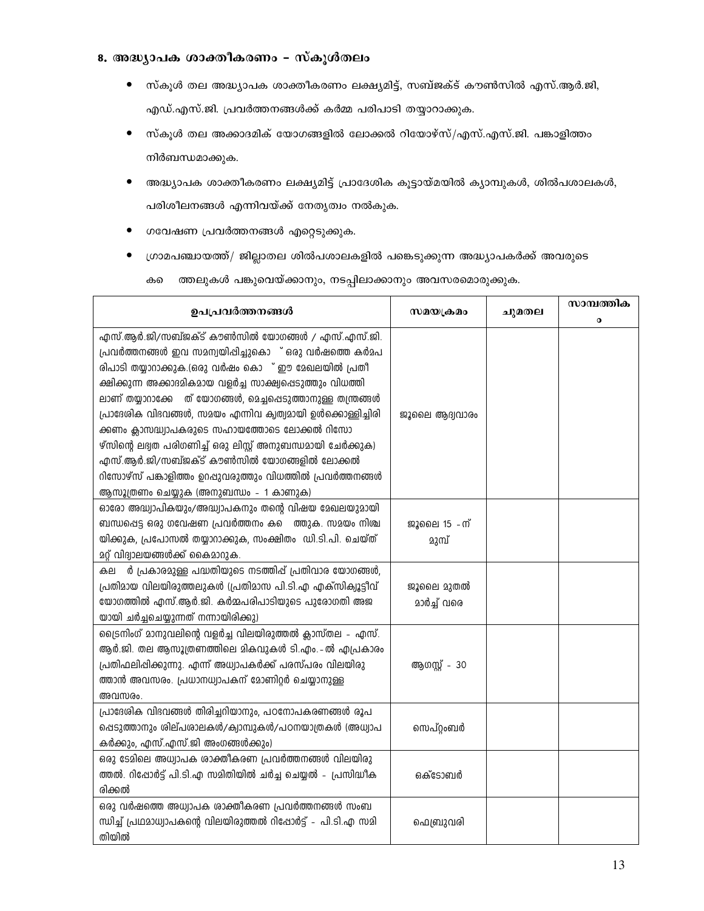## 8. അദ്ധ്യാപക ശാക്തീകരണം – സ്കൂൾതലം

- സ്കൂൾ തല അദ്ധ്യാപക ശാക്തീകരണം ലക്ഷ്യമിട്ട്, സബ്ജക്ട് കൗൺസിൽ എസ്.ആർ.ജി, എഡ്.എസ്.ജി. പ്രവർത്തനങ്ങൾക്ക് കർമ്മ പരിപാടി തയ്യാറാക്കുക.
- സ്കൂൾ തല അക്കാദമിക് യോഗങ്ങളിൽ ലോക്കൽ റിയോഴ്സ്/എസ്.എസ്.ജി. പങ്കാളിത്തം നിർബന്ധമാക്കുക.
- അദ്ധ്യാപക ശാക്തീകരണം ലക്ഷ്യമിട്ട് പ്രാദേശിക കൂട്ടായ്മയിൽ ക്യാമ്പുകൾ, ശിൽപശാലകൾ, പരിശീലനങ്ങൾ എന്നിവയ്ക്ക് നേതൃത്വം നൽകുക.
- ഗവേഷണ പ്രവർത്തനങ്ങൾ ഏറ്റെടുക്കുക.
- ഗ്രാമപഞ്ചായത്ത്/ ജില്ലാതല ശിൽപശാലകളിൽ പങ്കെടുക്കുന്ന അദ്ധ്യാപകർക്ക് അവരുടെ കണ്ടെത്തലുകൾ പങ്കുവെയ്ക്കാനും, നടപ്പിലാക്കാനും അവസരമൊരുക്കുക.

| ഉപപ്രവർത്തനങ്ങൾ | സമയക്രമം | ചുമതല | സാമ്പത്തികം |
|---|---|---|---|
| എസ്.ആർ.ജി/സബ്ജക്ട് കൗൺസിൽ യോഗങ്ങൾ / എസ്.എസ്.ജി. പ്രവർത്തനങ്ങൾ ഇവ സമന്വയിപ്പിച്ചുകൊണ്ട് ഒരു വർഷത്തെ കർമപരിപാടി തയ്യാറാക്കുക.(ഒരു വർഷം കൊണ്ട് ഈ മേഖലയിൽ പ്രതീക്ഷിക്കുന്ന അക്കാദമികമായ വളർച്ച സാക്ഷ്യപ്പെടുത്തും വിധത്തിലാണ് തയ്യാറാക്കേണ്ടത് യോഗങ്ങൾ, മെച്ചപ്പെടുത്താനുള്ള തന്ത്രങ്ങൾ പ്രാദേശിക വിഭവങ്ങൾ, സമയം എന്നിവ കൃത്യമായി ഉൾക്കൊള്ളിച്ചിരിക്കണം ക്ലാസദ്ധ്യാപകരുടെ സഹായത്തോടെ ലോക്കൽ റിസോഴ്സിന്റെ ലഭ്യത പരിഗണിച്ച് ഒരു ലിസ്റ്റ് അനുബന്ധമായി ചേർക്കുക) എസ്.ആർ.ജി/സബ്ജക്ട് കൗൺസിൽ യോഗങ്ങളിൽ ലോക്കൽ റിസോഴ്സ് പങ്കാളിത്തം ഉറപ്പുവരുത്തും വിധത്തിൽ പ്രവർത്തനങ്ങൾ ആസൂത്രണം ചെയ്യുക (അനുബന്ധം - 1 കാണുക) | ജൂലൈ ആദ്യവാരം | | |
| ഓരോ അദ്ധ്യാപികയും/അദ്ധ്യാപകനും തന്റെ വിഷയ മേഖലയുമായി ബന്ധപ്പെട്ട ഒരു ഗവേഷണ പ്രവർത്തനം കണ്ടെത്തുക. സമയം നിശ്ചയിക്കുക, പ്രപോസൽ തയ്യാറാക്കുക, സംക്ഷിതം ഡി.ടി.പി. ചെയ്ത് മറ്റ് വിദ്യാലയങ്ങൾക്ക് കൈമാറുക. | ജൂലൈ 15 -ന് മുമ്പ് | | |
| കലണ്ടർ പ്രകാരമുള്ള പദ്ധതിയുടെ നടത്തിപ്പ് പ്രതിവാര യോഗങ്ങൾ, പ്രതിമായ വിലയിരുത്തലുകൾ (പ്രതിമാസ പി.ടി.എ എക്സിക്യൂട്ടീവ് യോഗത്തിൽ എസ്.ആർ.ജി. കർമ്മപരിപാടിയുടെ പുരോഗതി അജയായി ചർച്ചചെയ്യുന്നത് നന്നായിരിക്കു) | ജൂലൈ മുതൽ മാർച്ച് വരെ | | |
| ട്രൈനിംഗ് മാനുവലിന്റെ വളർച്ച വിലയിരുത്തൽ ക്ലാസ്തല - എസ്.ആർ.ജി. തല ആസൂത്രണത്തിലെ മികവുകൾ ടി.എം.-ൽ എപ്രകാരം പ്രതിഫലിപ്പിക്കുന്നു. എന്ന് അദ്ധ്യാപകർക്ക് പരസ്പരം വിലയിരുത്താൻ അവസരം. പ്രധാനധ്യാപകന് മോണിറ്റർ ചെയ്യാനുള്ള അവസരം. | ആഗസ്റ്റ് - 30 | | |
| പ്രാദേശിക വിഭവങ്ങൾ തിരിച്ചറിയാനും, പഠനോപകരണങ്ങൾ രൂപപ്പെടുത്താനും ശില്പശാലകൾ/ക്യാമ്പുകൾ/പഠനയാത്രകൾ (അധ്യാപകർക്കും, എസ്.എസ്.ജി അംഗങ്ങൾക്കും) | സെപ്റ്റംബർ | | |
| ഒരു ടേമിലെ അധ്യാപക ശാക്തീകരണ പ്രവർത്തനങ്ങൾ വിലയിരുത്തൽ. റിപ്പോർട്ട് പി.ടി.എ സമിതിയിൽ ചർച്ച ചെയ്യൽ - പ്രസിദ്ധീകരിക്കൽ | ഒക്ടോബർ | | |
| ഒരു വർഷത്തെ അധ്യാപക ശാക്തീകരണ പ്രവർത്തനങ്ങൾ സംബന്ധിച്ച് പ്രഥമാധ്യാപകന്റെ വിലയിരുത്തൽ റിപ്പോർട്ട് - പി.ടി.എ സമിതിയിൽ | ഫെബ്രുവരി | | |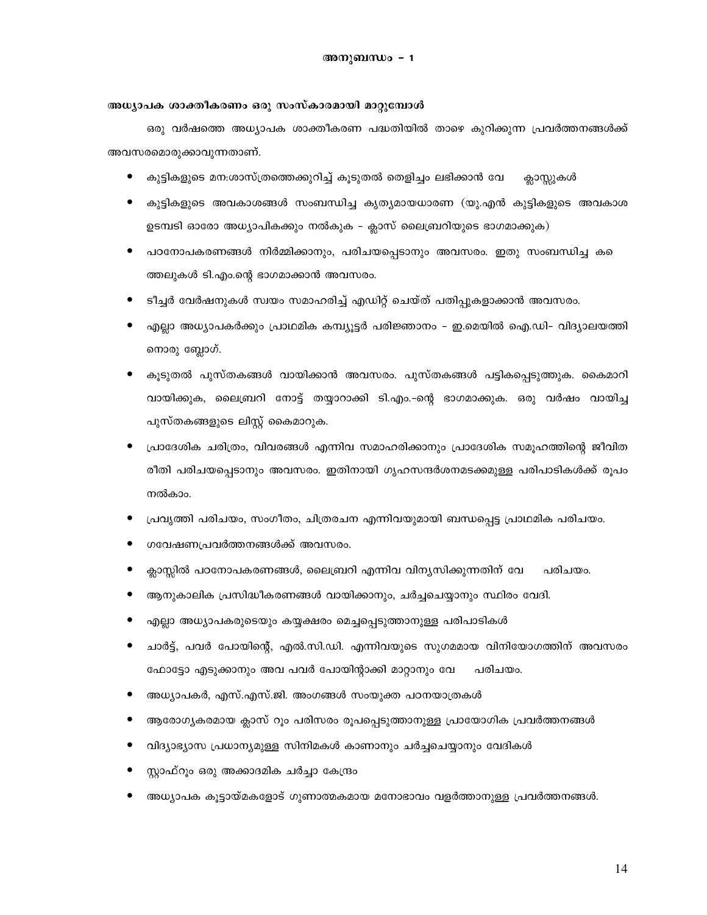# അനുബന്ധം – 1

**അധ്യാപക ശാക്തീകരണം ഒരു സംസ്കാരമായി മാറ്റുമ്പോൾ**

ഒരു വർഷത്തെ അധ്യാപക ശാക്തീകരണ പദ്ധതിയിൽ താഴെ കുറിക്കുന്ന പ്രവർത്തനങ്ങൾക്ക് അവസരമൊരുക്കാവുന്നതാണ്.

- കുട്ടികളുടെ മന:ശാസ്ത്രത്തെക്കുറിച്ച് കൂടുതൽ തെളിച്ചം ലഭിക്കാൻ വേ ക്ലാസ്സുകൾ
- കുട്ടികളുടെ അവകാശങ്ങൾ സംബന്ധിച്ച കൃത്യമായധാരണ (യു.എൻ കുട്ടികളുടെ അവകാശ ഉടമ്പടി ഓരോ അധ്യാപികക്കും നൽകുക – ക്ലാസ് ലൈബ്രറിയുടെ ഭാഗമാക്കുക)
- പഠനോപകരണങ്ങൾ നിർമ്മിക്കാനും, പരിചയപ്പെടാനും അവസരം. ഇതു സംബന്ധിച്ച കണ്ടെത്തലുകൾ ടി.എം.ന്റെ ഭാഗമാക്കാൻ അവസരം.
- ടീച്ചർ വേർഷനുകൾ സ്വയം സമാഹരിച്ച് എഡിറ്റ് ചെയ്ത് പതിപ്പുകളാക്കാൻ അവസരം.
- എല്ലാ അധ്യാപകർക്കും പ്രാഥമിക കമ്പ്യൂട്ടർ പരിജ്ഞാനം – ഇ.മെയിൽ ഐ.ഡി– വിദ്യാലയത്തിനൊരു ബ്ലോഗ്.
- കൂടുതൽ പുസ്തകങ്ങൾ വായിക്കാൻ അവസരം. പുസ്തകങ്ങൾ പട്ടികപ്പെടുത്തുക. കൈമാറി വായിക്കുക, ലൈബ്രറി നോട്ട് തയ്യാറാക്കി ടി.എം.–ന്റെ ഭാഗമാക്കുക. ഒരു വർഷം വായിച്ച പുസ്തകങ്ങളുടെ ലിസ്റ്റ് കൈമാറുക.
- പ്രാദേശിക ചരിത്രം, വിവരങ്ങൾ എന്നിവ സമാഹരിക്കാനും പ്രാദേശിക സമൂഹത്തിന്റെ ജീവിത രീതി പരിചയപ്പെടാനും അവസരം. ഇതിനായി ഗൃഹസന്ദർശനമടക്കമുള്ള പരിപാടികൾക്ക് രൂപം നൽകാം.
- പ്രവൃത്തി പരിചയം, സംഗീതം, ചിത്രരചന എന്നിവയുമായി ബന്ധപ്പെട്ട പ്രാഥമിക പരിചയം.
- ഗവേഷണപ്രവർത്തനങ്ങൾക്ക് അവസരം.
- ക്ലാസ്സിൽ പഠനോപകരണങ്ങൾ, ലൈബ്രറി എന്നിവ വിന്യസിക്കുന്നതിന് വേ പരിചയം.
- ആനുകാലിക പ്രസിദ്ധീകരണങ്ങൾ വായിക്കാനും, ചർച്ചചെയ്യാനും സ്ഥിരം വേദി.
- എല്ലാ അധ്യാപകരുടെയും കയ്യക്ഷരം മെച്ചപ്പെടുത്താനുള്ള പരിപാടികൾ
- ചാർട്ട്, പവർ പോയിന്റ്, എൽ.സി.ഡി. എന്നിവയുടെ സുഗമമായ വിനിയോഗത്തിന് അവസരം ഫോട്ടോ എടുക്കാനും അവ പവർ പോയിന്റാക്കി മാറ്റാനും വേ പരിചയം.
- അധ്യാപകർ, എസ്.എസ്.ജി. അംഗങ്ങൾ സംയുക്ത പഠനയാത്രകൾ
- ആരോഗ്യകരമായ ക്ലാസ് റൂം പരിസരം രൂപപ്പെടുത്താനുള്ള പ്രായോഗിക പ്രവർത്തനങ്ങൾ
- വിദ്യാഭ്യാസ പ്രധാന്യമുള്ള സിനിമകൾ കാണാനും ചർച്ചചെയ്യാനും വേദികൾ
- സ്റ്റാഫ്റൂം ഒരു അക്കാദമിക ചർച്ചാ കേന്ദ്രം
- അധ്യാപക കൂട്ടായ്മകളോട് ഗുണാത്മകമായ മനോഭാവം വളർത്താനുള്ള പ്രവർത്തനങ്ങൾ.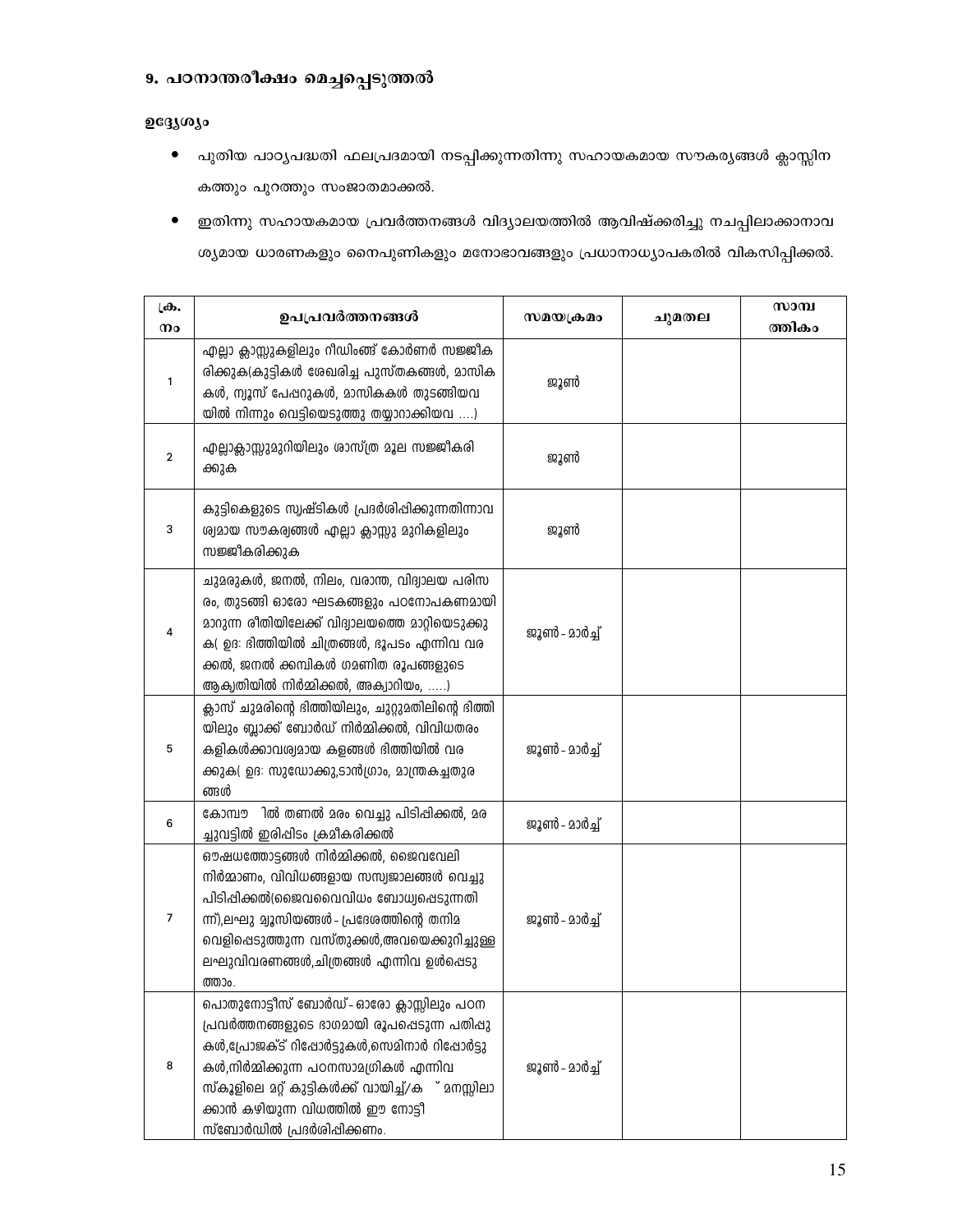### 9. പഠനാന്തരീക്ഷം മെച്ചപ്പെടുത്തൽ

**ഉദ്ദേശ്യം**

- പുതിയ പാഠ്യപദ്ധതി ഫലപ്രദമായി നടപ്പിക്കുന്നതിന്നു സഹായകമായ സൗകര്യങ്ങൾ ക്ലാസ്സിനകത്തും പുറത്തും സംജാതമാക്കൽ.
- ഇതിന്നു സഹായകമായ പ്രവർത്തനങ്ങൾ വിദ്യാലയത്തിൽ ആവിഷ്ക്കരിച്ചു നചപ്പിലാക്കാനാവശ്യമായ ധാരണകളും നൈപുണികളും മനോഭാവങ്ങളും പ്രധാനാധ്യാപകരിൽ വികസിപ്പിക്കൽ.

| ക്ര. നം | ഉപപ്രവർത്തനങ്ങൾ | സമയക്രമം | ചുമതല | സാമ്പത്തികം |
|---|---|---|---|---|
| 1 | എല്ലാ ക്ലാസ്സുകളിലും റീഡിംങ്ങ് കോർണർ സജ്ജീകരിക്കുക(കുട്ടികൾ ശേഖരിച്ച പുസ്തകങ്ങൾ, മാസികകൾ, ന്യൂസ് പേപ്പറുകൾ, മാസികകൾ തുടങ്ങിയവയിൽ നിന്നും വെട്ടിയെടുത്തു തയ്യാറാക്കിയവ ....) | ജൂൺ | | |
| 2 | എല്ലാക്ലാസ്സുമുറിയിലും ശാസ്ത്ര മൂല സജ്ജീകരിക്കുക | ജൂൺ | | |
| 3 | കുട്ടികെളുടെ സൃഷ്ടികൾ പ്രദർശിപ്പിക്കുന്നതിന്നാവശ്യമായ സൗകര്യങ്ങൾ എല്ലാ ക്ലാസ്സു മുറികളിലും സജ്ജീകരിക്കുക | ജൂൺ | | |
| 4 | ചുമരുകൾ, ജനൽ, നിലം, വരാന്ത, വിദ്യാലയ പരിസരം, തുടങ്ങി ഓരോ ഘടകങ്ങളും പഠനോപകണമായി മാറുന്ന രീതിയിലേക്ക് വിദ്യാലയത്തെ മാറ്റിയെടുക്കുക( ഉദ: ഭിത്തിയിൽ ചിത്രങ്ങൾ, ഭൂപടം എന്നിവ വരക്കൽ, ജനൽ ക്കമ്പികൾ ഗണിത രൂപങ്ങളുടെ ആകൃതിയിൽ നിർമ്മിക്കൽ, അക്വാറിയം, .....) | ജൂൺ - മാർച്ച് | | |
| 5 | ക്ലാസ് ചുമരിന്റെ ഭിത്തിയിലും, ചുറ്റുമതിലിന്റെ ഭിത്തിയിലും ബ്ലാക്ക് ബോർഡ് നിർമ്മിക്കൽ, വിവിധതരം കളികൾക്കാവശ്യമായ കളങ്ങൾ ഭിത്തിയിൽ വരക്കുക( ഉദ: സുഡോക്കു,ടാൻഗ്രാം, മാന്ത്രകചതുരങ്ങൾ | ജൂൺ - മാർച്ച് | | |
| 6 | കോമ്പൗ ിൽ തണൽ മരം വെച്ചു പിടിപ്പിക്കൽ, മരച്ചുവട്ടിൽ ഇരിപ്പിടം ക്രമീകരിക്കൽ | ജൂൺ - മാർച്ച് | | |
| 7 | ഔഷധത്തോട്ടങ്ങൾ നിർമ്മിക്കൽ, ജൈവവേലി നിർമ്മാണം, വിവിധങ്ങളായ സസ്യജാലങ്ങൾ വെച്ചുപിടിപ്പിക്കൽ(ജൈവവൈവിധം ബോധ്യപ്പെടുന്നതിന്ന്),ലഘു മ്യൂസിയങ്ങൾ - പ്രദേശത്തിന്റെ തനിമ വെളിപ്പെടുത്തുന്ന വസ്തുക്കൽ,അവയെക്കുറിച്ചുള്ള ലഘുവിവരണങ്ങൾ,ചിത്രങ്ങൾ എന്നിവ ഉൾപ്പെടുത്താം. | ജൂൺ - മാർച്ച് | | |
| 8 | പൊതുനോട്ടീസ് ബോർഡ് - ഓരോ ക്ലാസ്സിലും പഠന പ്രവർത്തനങ്ങളുടെ ഭാഗമായി രൂപപ്പെടുന്ന പതിപ്പുകൾ,പ്രോജക്ട് റിപ്പോർട്ടുകൾ,സെമിനാർ റിപ്പോർട്ടുകൾ,നിർമ്മിക്കുന്ന പഠനസാമഗ്രികൾ എന്നിവ സ്കൂളിലെ മറ്റ് കുട്ടികൾക്ക് വായിച്ച്/ക ് മനസ്സിലാക്കാൻ കഴിയുന്ന വിധത്തിൽ ഈ നോട്ടീസ്ബോർഡിൽ പ്രദർശിപ്പിക്കണം. | ജൂൺ - മാർച്ച് | | |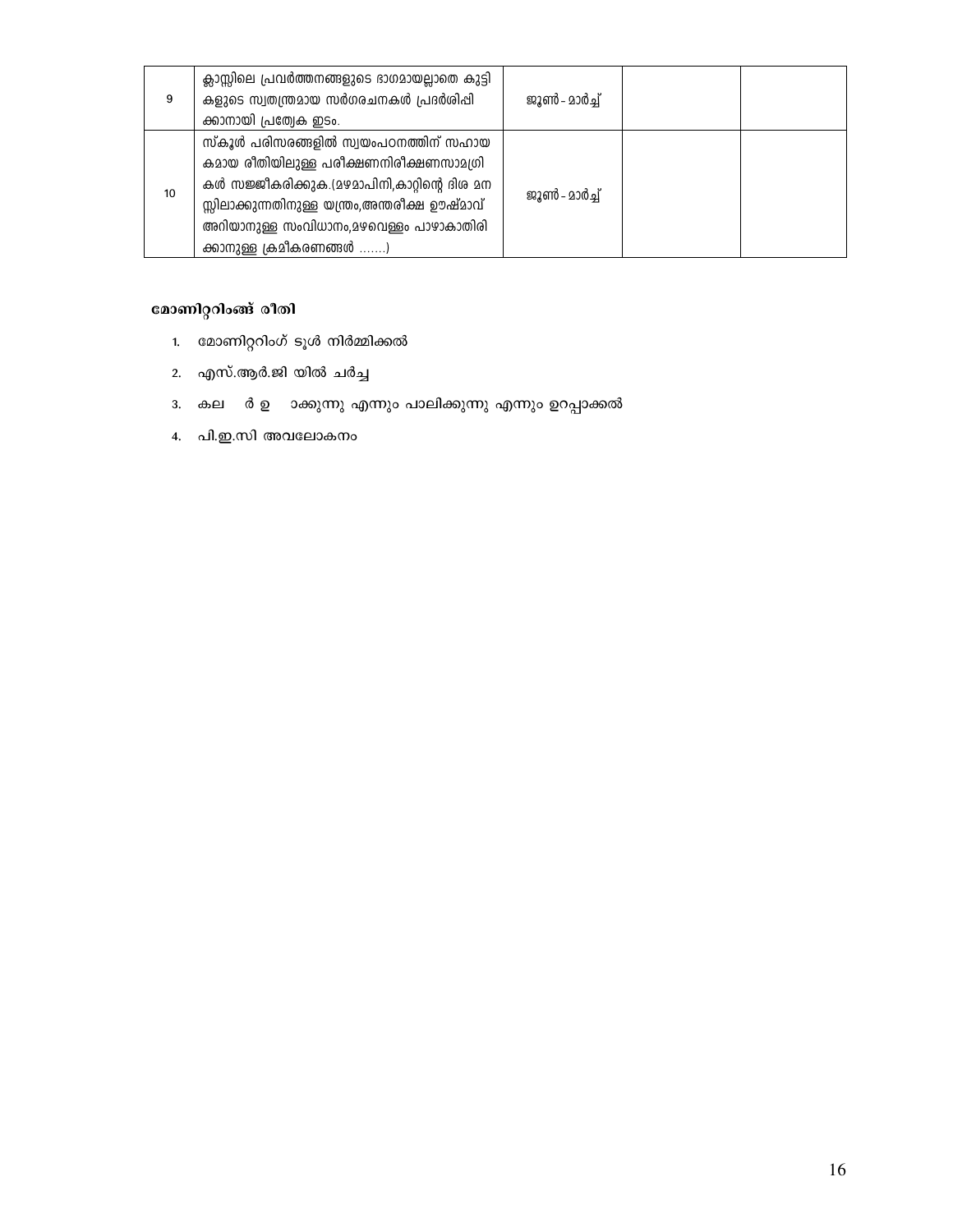| 9 | ക്ലാസ്സിലെ പ്രവർത്തനങ്ങളുടെ ഭാഗമായല്ലാതെ കുട്ടികളുടെ സ്വതന്ത്രമായ സർഗരചനകൾ പ്രദർശിപ്പിക്കാനായി പ്രത്യേക ഇടം. | ജൂൺ - മാർച്ച് | | |
|---|---|---|---|---|
| 10 | സ്കൂൾ പരിസരങ്ങളിൽ സ്വയംപഠനത്തിന് സഹായകമായ രീതിയിലുള്ള പരീക്ഷണനിരീക്ഷണസാമഗ്രികൾ സജ്ജീകരിക്കുക.(മഴമാപിനി,കാറ്റിന്റെ ദിശ മനസ്സിലാക്കുന്നതിനുള്ള യന്ത്രം,അന്തരീക്ഷ ഊഷ്മാവ് അറിയാനുള്ള സംവിധാനം,മഴവെള്ളം പാഴാകാതിരിക്കാനുള്ള ക്രമീകരണങ്ങൾ .......) | ജൂൺ - മാർച്ച് | | |

**മോണിറ്ററിംങ് രീതി**

1. മോണിറ്ററിംഗ് ടൂൾ നിർമ്മിക്കൽ
2. എസ്.ആർ.ജി യിൽ ചർച്ച
3. കല ർ ഉ ാക്കുന്നു എന്നും പാലിക്കുന്നു എന്നും ഉറപ്പാക്കൽ
4. പി.ഇ.സി അവലോകനം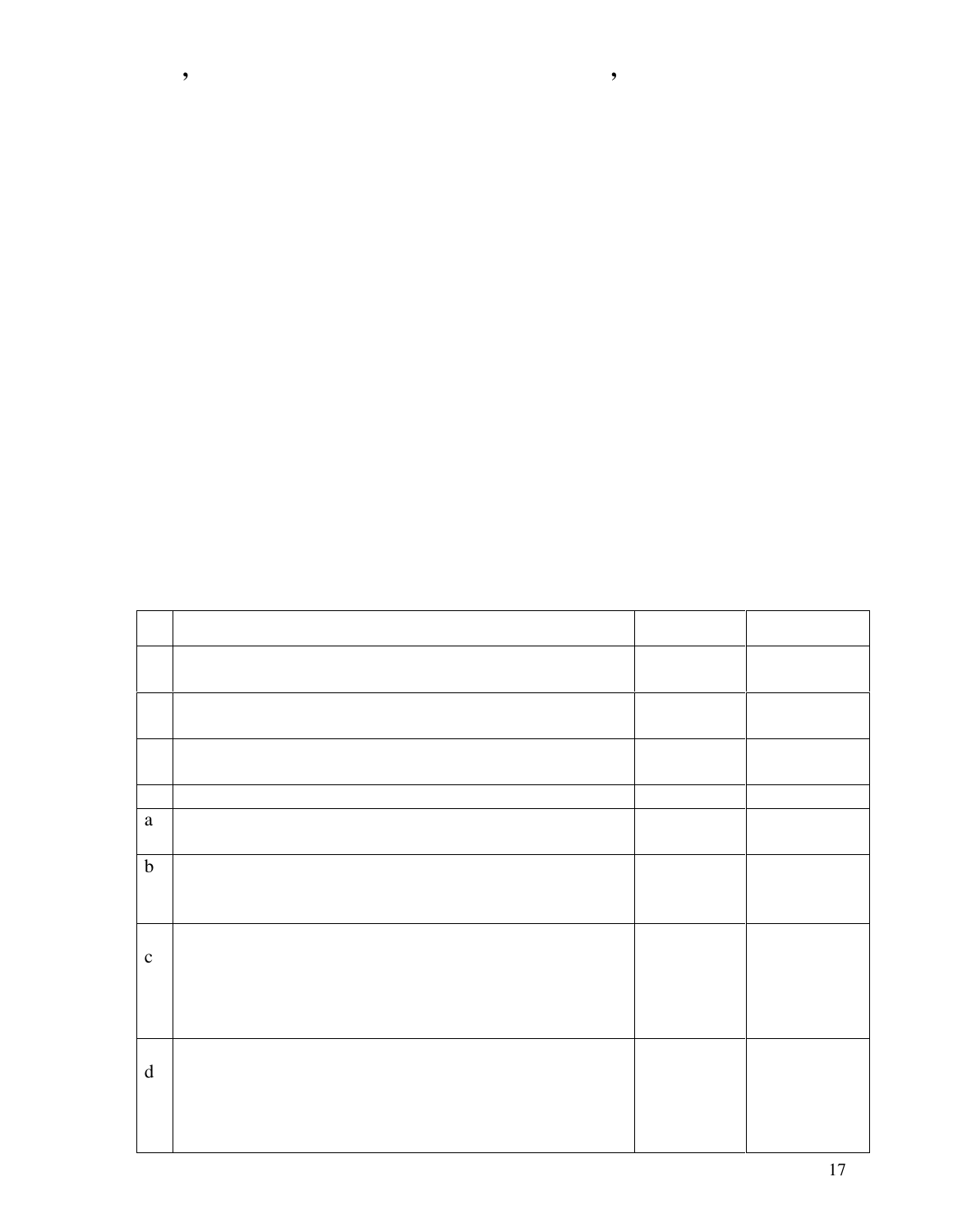, ,

| | | | |
|---|---|---|---|
| | | | |
| | | | |
| | | | |
| | | | |
| a | | | |
| b | | | |
| c | | | |
| d | | | |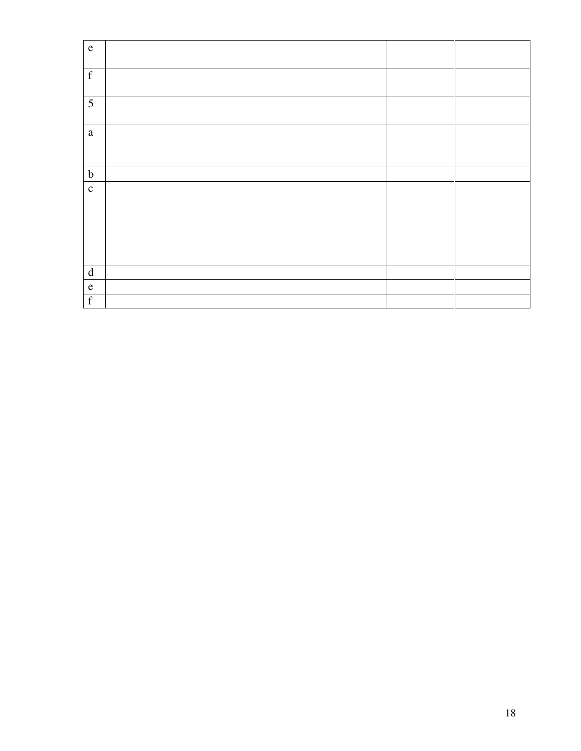| | | | |
|---|---|---|---|
| e | | | |
| f | | | |
| 5 | | | |
| a | | | |
| b | | | |
| c | | | |
| d | | | |
| e | | | |
| f | | | |